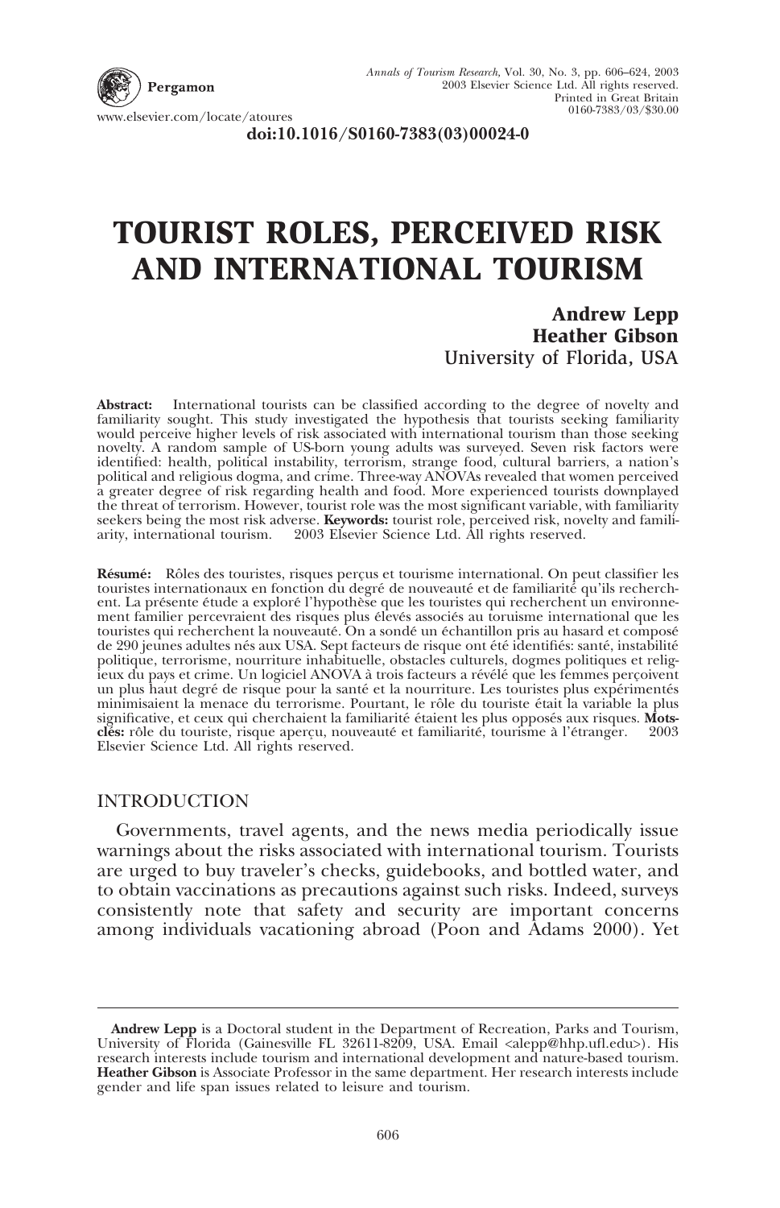www.elsevier.com/locate/atoures

doi:10.1016/S0160-7383(03)00024-0

# TOURIST ROLES, PERCEIVED RISK AND INTERNATIONAL TOURISM

**Andrew Lepp**
**Heather Gibson**
University of Florida, USA

**Abstract:** International tourists can be classified according to the degree of novelty and familiarity sought. This study investigated the hypothesis that tourists seeking familiarity would perceive higher levels of risk associated with international tourism than those seeking novelty. A random sample of US-born young adults was surveyed. Seven risk factors were identified: health, political instability, terrorism, strange food, cultural barriers, a nation's political and religious dogma, and crime. Three-way ANOVAs revealed that women perceived a greater degree of risk regarding health and food. More experienced tourists downplayed the threat of terrorism. However, tourist role was the most significant variable, with familiarity seekers being the most risk adverse. **Keywords:** tourist role, perceived risk, novelty and familiarity, international tourism. 2003 Elsevier Science Ltd. All rights reserved.

**Résumé:** Rôles des touristes, risques perçus et tourisme international. On peut classifier les touristes internationaux en fonction du degré de nouveauté et de familiarité qu'ils recherchent. La présente étude a exploré l'hypothèse que les touristes qui recherchent un environnement familier percevraient des risques plus élevés associés au toruisme international que les touristes qui recherchent la nouveauté. On a sondé un échantillon pris au hasard et composé de 290 jeunes adultes nés aux USA. Sept facteurs de risque ont été identifiés: santé, instabilité politique, terrorisme, nourriture inhabituelle, obstacles culturels, dogmes politiques et religieux du pays et crime. Un logiciel ANOVA à trois facteurs a révélé que les femmes perçoivent un plus haut degré de risque pour la santé et la nourriture. Les touristes plus expérimentés minimisaient la menace du terrorisme. Pourtant, le rôle du touriste était la variable la plus significative, et ceux qui cherchaient la familiarité étaient les plus opposés aux risques. **Mots-clés:** rôle du touriste, risque aperçu, nouveauté et familiarité, tourisme à l'étranger. 2003 Elsevier Science Ltd. All rights reserved.

## INTRODUCTION

Governments, travel agents, and the news media periodically issue warnings about the risks associated with international tourism. Tourists are urged to buy traveler's checks, guidebooks, and bottled water, and to obtain vaccinations as precautions against such risks. Indeed, surveys consistently note that safety and security are important concerns among individuals vacationing abroad (Poon and Adams 2000). Yet

---

**Andrew Lepp** is a Doctoral student in the Department of Recreation, Parks and Tourism, University of Florida (Gainesville FL 32611-8209, USA. Email <alepp@hhp.ufl.edu>). His research interests include tourism and international development and nature-based tourism. **Heather Gibson** is Associate Professor in the same department. Her research interests include gender and life span issues related to leisure and tourism.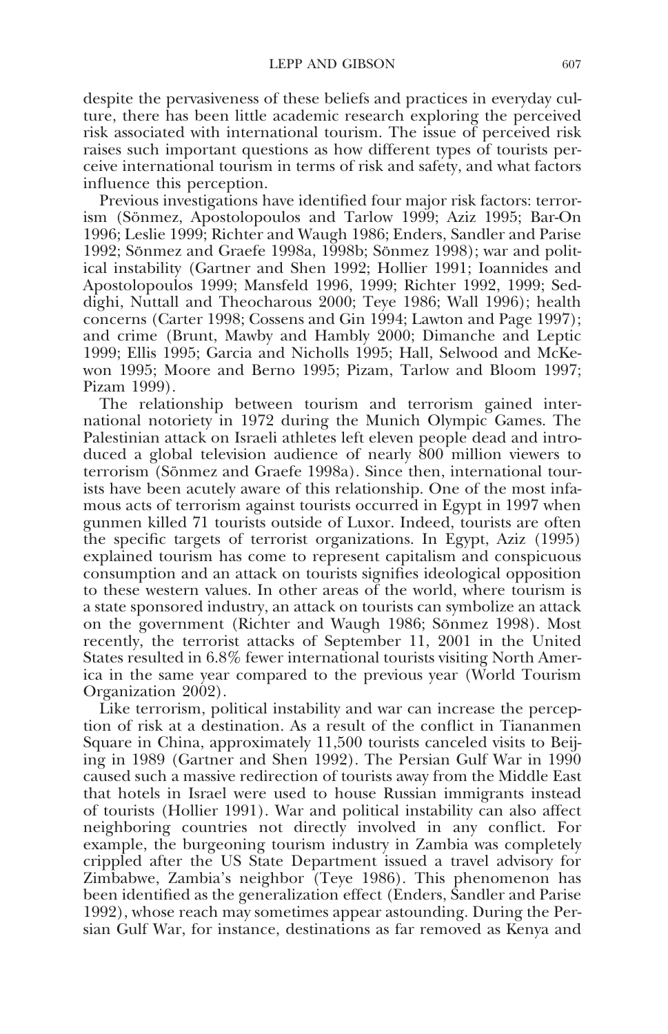despite the pervasiveness of these beliefs and practices in everyday culture, there has been little academic research exploring the perceived risk associated with international tourism. The issue of perceived risk raises such important questions as how different types of tourists perceive international tourism in terms of risk and safety, and what factors influence this perception.

Previous investigations have identified four major risk factors: terrorism (Sönmez, Apostolopoulos and Tarlow 1999; Aziz 1995; Bar-On 1996; Leslie 1999; Richter and Waugh 1986; Enders, Sandler and Parise 1992; Sönmez and Graefe 1998a, 1998b; Sönmez 1998); war and political instability (Gartner and Shen 1992; Hollier 1991; Ioannides and Apostolopoulos 1999; Mansfeld 1996, 1999; Richter 1992, 1999; Seddighi, Nuttall and Theocharous 2000; Teye 1986; Wall 1996); health concerns (Carter 1998; Cossens and Gin 1994; Lawton and Page 1997); and crime (Brunt, Mawby and Hambly 2000; Dimanche and Leptic 1999; Ellis 1995; Garcia and Nicholls 1995; Hall, Selwood and McKewon 1995; Moore and Berno 1995; Pizam, Tarlow and Bloom 1997; Pizam 1999).

The relationship between tourism and terrorism gained international notoriety in 1972 during the Munich Olympic Games. The Palestinian attack on Israeli athletes left eleven people dead and introduced a global television audience of nearly 800 million viewers to terrorism (Sönmez and Graefe 1998a). Since then, international tourists have been acutely aware of this relationship. One of the most infamous acts of terrorism against tourists occurred in Egypt in 1997 when gunmen killed 71 tourists outside of Luxor. Indeed, tourists are often the specific targets of terrorist organizations. In Egypt, Aziz (1995) explained tourism has come to represent capitalism and conspicuous consumption and an attack on tourists signifies ideological opposition to these western values. In other areas of the world, where tourism is a state sponsored industry, an attack on tourists can symbolize an attack on the government (Richter and Waugh 1986; Sönmez 1998). Most recently, the terrorist attacks of September 11, 2001 in the United States resulted in 6.8% fewer international tourists visiting North America in the same year compared to the previous year (World Tourism Organization 2002).

Like terrorism, political instability and war can increase the perception of risk at a destination. As a result of the conflict in Tiananmen Square in China, approximately 11,500 tourists canceled visits to Beijing in 1989 (Gartner and Shen 1992). The Persian Gulf War in 1990 caused such a massive redirection of tourists away from the Middle East that hotels in Israel were used to house Russian immigrants instead of tourists (Hollier 1991). War and political instability can also affect neighboring countries not directly involved in any conflict. For example, the burgeoning tourism industry in Zambia was completely crippled after the US State Department issued a travel advisory for Zimbabwe, Zambia's neighbor (Teye 1986). This phenomenon has been identified as the generalization effect (Enders, Sandler and Parise 1992), whose reach may sometimes appear astounding. During the Persian Gulf War, for instance, destinations as far removed as Kenya and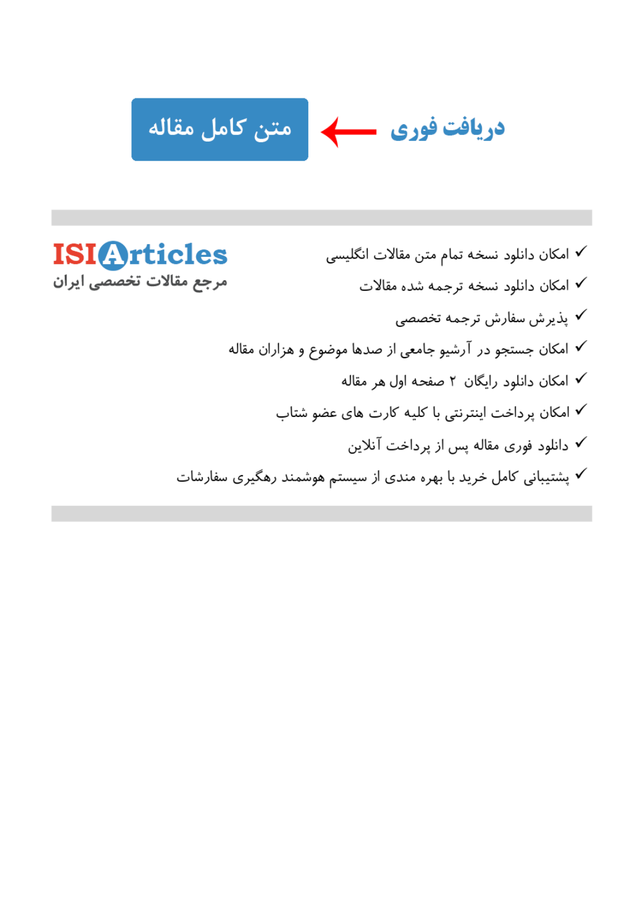دریافت فوری ← متن کامل مقاله

ISIArticles
مرجع مقالات تخصصی ایران

- ✓ امکان دانلود نسخه تمام متن مقالات انگلیسی
- ✓ امکان دانلود نسخه ترجمه شده مقالات
- ✓ پذیرش سفارش ترجمه تخصصی
- ✓ امکان جستجو در آرشیو جامعی از صدها موضوع و هزاران مقاله
- ✓ امکان دانلود رایگان ۲ صفحه اول هر مقاله
- ✓ امکان پرداخت اینترنتی با کلیه کارت های عضو شتاب
- ✓ دانلود فوری مقاله پس از پرداخت آنلاین
- ✓ پشتیبانی کامل خرید با بهره مندی از سیستم هوشمند رهگیری سفارشات